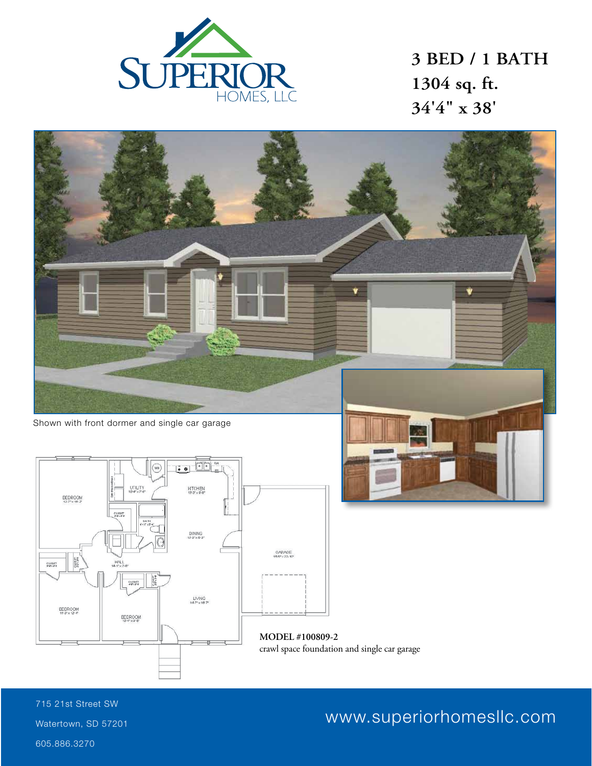SUPERIOR HOMES, LLC

# 3 BED / 1 BATH
# 1304 sq. ft.
# 34'4" x 38'

Shown with front dormer and single car garage

BEDROOM 12'-7" x 16'-2"

UTILITY 10'-4" x 7'-6"

KITCHEN 12'-3" x 9'-8"

CLOSET

BATH

DINING 12'-3" x 8'-3"

GARAGE

HALL 14'-1" x 3'-8"

CLOSET

CLOSET

LIVING 14'-7" x 16'-7"

BEDROOM 11'-3" x 12'-4"

BEDROOM 10'-4" x 9'-8"

**MODEL #100809-2**
crawl space foundation and single car garage

715 21st Street SW
Watertown, SD 57201
605.886.3270

www.superiorhomesllc.com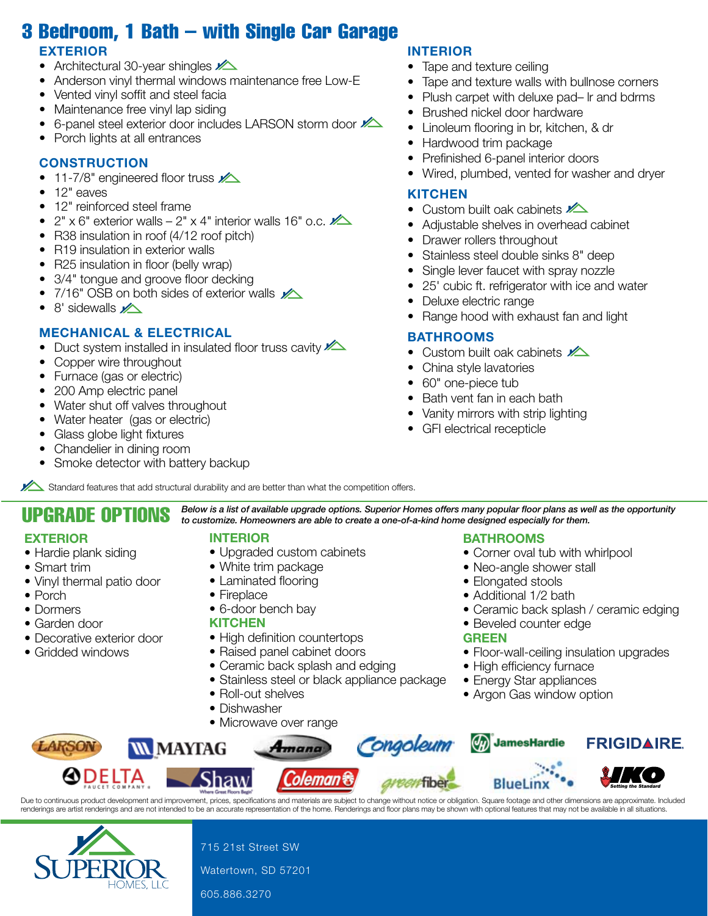# 3 Bedroom, 1 Bath – with Single Car Garage

## EXTERIOR

- Architectural 30-year shingles
- Anderson vinyl thermal windows maintenance free Low-E
- Vented vinyl soffit and steel facia
- Maintenance free vinyl lap siding
- 6-panel steel exterior door includes LARSON storm door
- Porch lights at all entrances

## CONSTRUCTION

- 11-7/8" engineered floor truss
- 12" eaves
- 12" reinforced steel frame
- 2" x 6" exterior walls – 2" x 4" interior walls 16" o.c.
- R38 insulation in roof (4/12 roof pitch)
- R19 insulation in exterior walls
- R25 insulation in floor (belly wrap)
- 3/4" tongue and groove floor decking
- 7/16" OSB on both sides of exterior walls
- 8' sidewalls

## MECHANICAL & ELECTRICAL

- Duct system installed in insulated floor truss cavity
- Copper wire throughout
- Furnace (gas or electric)
- 200 Amp electric panel
- Water shut off valves throughout
- Water heater (gas or electric)
- Glass globe light fixtures
- Chandelier in dining room
- Smoke detector with battery backup

## INTERIOR

- Tape and texture ceiling
- Tape and texture walls with bullnose corners
- Plush carpet with deluxe pad– lr and bdrms
- Brushed nickel door hardware
- Linoleum flooring in br, kitchen, & dr
- Hardwood trim package
- Prefinished 6-panel interior doors
- Wired, plumbed, vented for washer and dryer

## KITCHEN

- Custom built oak cabinets
- Adjustable shelves in overhead cabinet
- Drawer rollers throughout
- Stainless steel double sinks 8" deep
- Single lever faucet with spray nozzle
- 25' cubic ft. refrigerator with ice and water
- Deluxe electric range
- Range hood with exhaust fan and light

## BATHROOMS

- Custom built oak cabinets
- China style lavatories
- 60" one-piece tub
- Bath vent fan in each bath
- Vanity mirrors with strip lighting
- GFI electrical recepticle

Standard features that add structural durability and are better than what the competition offers.

# UPGRADE OPTIONS

*Below is a list of available upgrade options. Superior Homes offers many popular floor plans as well as the opportunity to customize. Homeowners are able to create a one-of-a-kind home designed especially for them.*

## EXTERIOR

- Hardie plank siding
- Smart trim
- Vinyl thermal patio door
- Porch
- Dormers
- Garden door
- Decorative exterior door
- Gridded windows

## INTERIOR

- Upgraded custom cabinets
- White trim package
- Laminated flooring
- Fireplace
- 6-door bench bay

## KITCHEN

- High definition countertops
- Raised panel cabinet doors
- Ceramic back splash and edging
- Stainless steel or black appliance package
- Roll-out shelves
- Dishwasher
- Microwave over range

## BATHROOMS

- Corner oval tub with whirlpool
- Neo-angle shower stall
- Elongated stools
- Additional 1/2 bath
- Ceramic back splash / ceramic edging
- Beveled counter edge

## GREEN

- Floor-wall-ceiling insulation upgrades
- High efficiency furnace
- Energy Star appliances
- Argon Gas window option

LARSON MAYTAG Amana Congoleum JamesHardie FRIGIDAIRE DELTA Shaw Coleman greenfiber BlueLinx IKO

Due to continuous product development and improvement, prices, specifications and materials are subject to change without notice or obligation. Square footage and other dimensions are approximate. Included renderings are artist renderings and are not intended to be an accurate representation of the home. Renderings and floor plans may be shown with optional features that may not be available in all situations.

SUPERIOR HOMES, LLC

715 21st Street SW

Watertown, SD 57201

605.886.3270